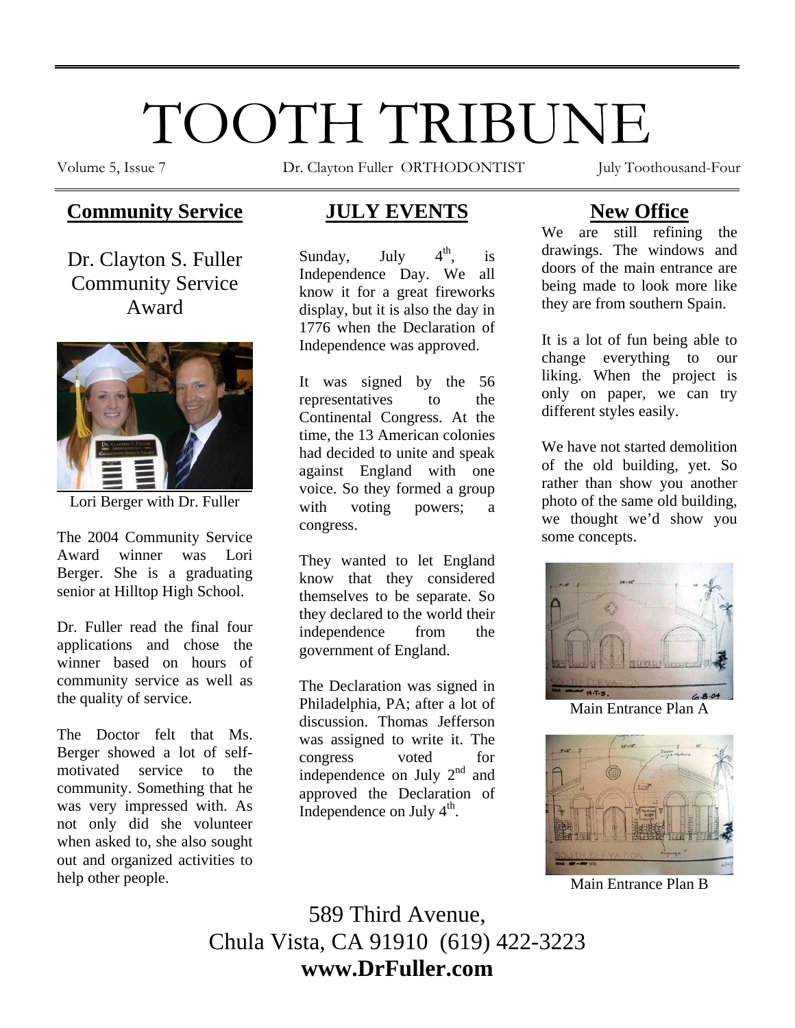# TOOTH TRIBUNE

Volume 5, Issue 7 — Dr. Clayton Fuller ORTHODONTIST — July Toothousand-Four

## Community Service

### Dr. Clayton S. Fuller Community Service Award

Lori Berger with Dr. Fuller

The 2004 Community Service Award winner was Lori Berger. She is a graduating senior at Hilltop High School.

Dr. Fuller read the final four applications and chose the winner based on hours of community service as well as the quality of service.

The Doctor felt that Ms. Berger showed a lot of self-motivated service to the community. Something that he was very impressed with. As not only did she volunteer when asked to, she also sought out and organized activities to help other people.

## JULY EVENTS

Sunday, July 4th, is Independence Day. We all know it for a great fireworks display, but it is also the day in 1776 when the Declaration of Independence was approved.

It was signed by the 56 representatives to the Continental Congress. At the time, the 13 American colonies had decided to unite and speak against England with one voice. So they formed a group with voting powers; a congress.

They wanted to let England know that they considered themselves to be separate. So they declared to the world their independence from the government of England.

The Declaration was signed in Philadelphia, PA; after a lot of discussion. Thomas Jefferson was assigned to write it. The congress voted for independence on July 2nd and approved the Declaration of Independence on July 4th.

## New Office

We are still refining the drawings. The windows and doors of the main entrance are being made to look more like they are from southern Spain.

It is a lot of fun being able to change everything to our liking. When the project is only on paper, we can try different styles easily.

We have not started demolition of the old building, yet. So rather than show you another photo of the same old building, we thought we'd show you some concepts.

Main Entrance Plan A

Main Entrance Plan B

589 Third Avenue,
Chula Vista, CA 91910 (619) 422-3223
**www.DrFuller.com**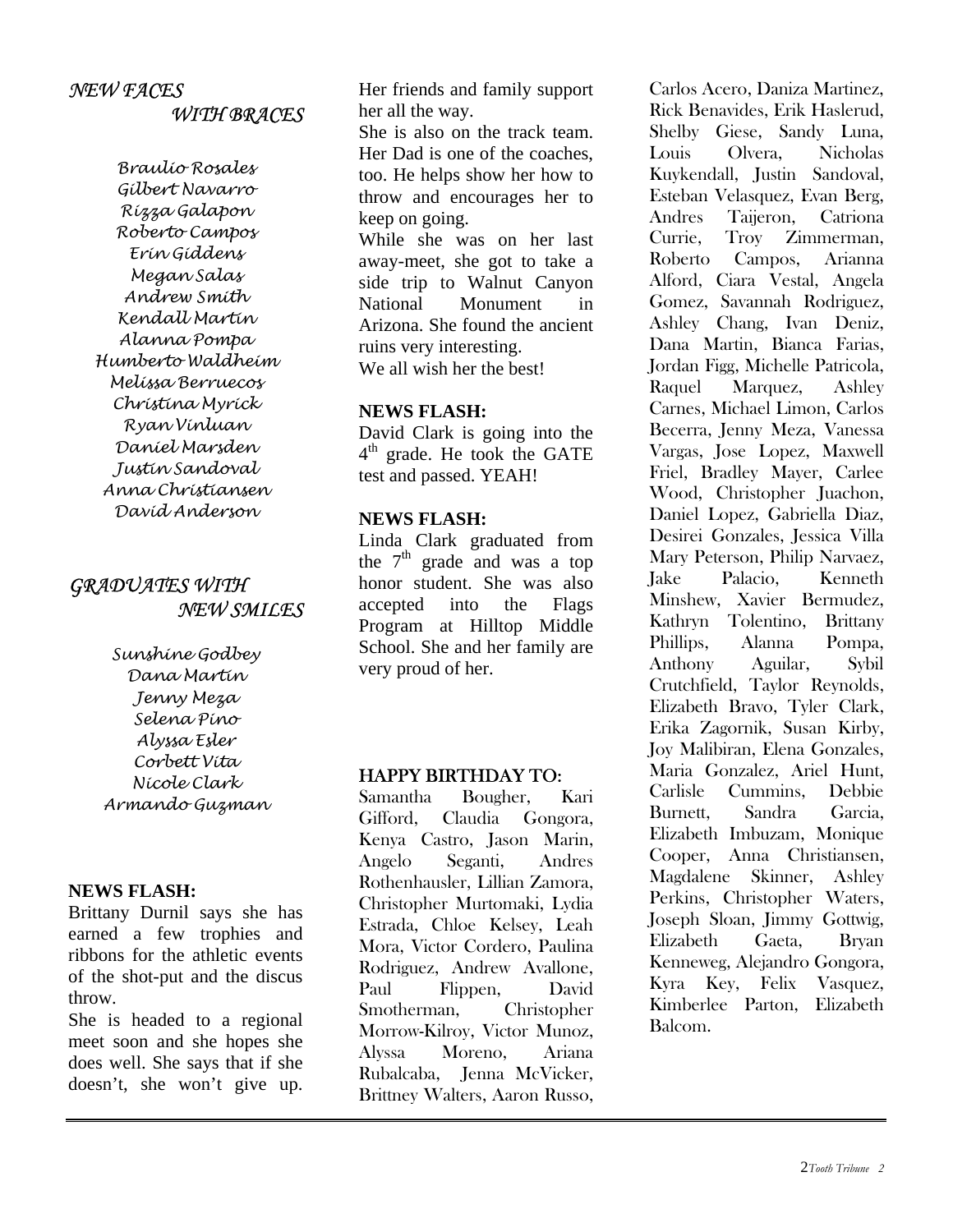## *NEW FACES WITH BRACES*

*Braulio Rosales*
*Gilbert Navarro*
*Rizza Galapon*
*Roberto Campos*
*Erin Giddens*
*Megan Salas*
*Andrew Smith*
*Kendall Martin*
*Alanna Pompa*
*Humberto Waldheim*
*Melissa Berruecos*
*Christina Myrick*
*Ryan Vinluan*
*Daniel Marsden*
*Justin Sandoval*
*Anna Christiansen*
*David Anderson*

## *GRADUATES WITH NEW SMILES*

*Sunshine Godbey*
*Dana Martin*
*Jenny Meza*
*Selena Pino*
*Alyssa Esler*
*Corbett Vita*
*Nicole Clark*
*Armando Guzman*

**NEWS FLASH:**

Brittany Durnil says she has earned a few trophies and ribbons for the athletic events of the shot-put and the discus throw.

She is headed to a regional meet soon and she hopes she does well. She says that if she doesn't, she won't give up. Her friends and family support her all the way.

She is also on the track team. Her Dad is one of the coaches, too. He helps show her how to throw and encourages her to keep on going.

While she was on her last away-meet, she got to take a side trip to Walnut Canyon National Monument in Arizona. She found the ancient ruins very interesting.

We all wish her the best!

**NEWS FLASH:**

David Clark is going into the 4th grade. He took the GATE test and passed. YEAH!

**NEWS FLASH:**

Linda Clark graduated from the 7th grade and was a top honor student. She was also accepted into the Flags Program at Hilltop Middle School. She and her family are very proud of her.

HAPPY BIRTHDAY TO:

Samantha Bougher, Kari Gifford, Claudia Gongora, Kenya Castro, Jason Marin, Angelo Seganti, Andres Rothenhausler, Lillian Zamora, Christopher Murtomaki, Lydia Estrada, Chloe Kelsey, Leah Mora, Victor Cordero, Paulina Rodriguez, Andrew Avallone, Paul Flippen, David Smotherman, Christopher Morrow-Kilroy, Victor Munoz, Alyssa Moreno, Ariana Rubalcaba, Jenna McVicker, Brittney Walters, Aaron Russo, Carlos Acero, Daniza Martinez, Rick Benavides, Erik Haslerud, Shelby Giese, Sandy Luna, Louis Olvera, Nicholas Kuykendall, Justin Sandoval, Esteban Velasquez, Evan Berg, Andres Taijeron, Catriona Currie, Troy Zimmerman, Roberto Campos, Arianna Alford, Ciara Vestal, Angela Gomez, Savannah Rodriguez, Ashley Chang, Ivan Deniz, Dana Martin, Bianca Farias, Jordan Figg, Michelle Patricola, Raquel Marquez, Ashley Carnes, Michael Limon, Carlos Becerra, Jenny Meza, Vanessa Vargas, Jose Lopez, Maxwell Friel, Bradley Mayer, Carlee Wood, Christopher Juachon, Daniel Lopez, Gabriella Diaz, Desirei Gonzales, Jessica Villa Mary Peterson, Philip Narvaez, Jake Palacio, Kenneth Minshew, Xavier Bermudez, Kathryn Tolentino, Brittany Phillips, Alanna Pompa, Anthony Aguilar, Sybil Crutchfield, Taylor Reynolds, Elizabeth Bravo, Tyler Clark, Erika Zagornik, Susan Kirby, Joy Malibiran, Elena Gonzales, Maria Gonzalez, Ariel Hunt, Carlisle Cummins, Debbie Burnett, Sandra Garcia, Elizabeth Imbuzam, Monique Cooper, Anna Christiansen, Magdalene Skinner, Ashley Perkins, Christopher Waters, Joseph Sloan, Jimmy Gottwig, Elizabeth Gaeta, Bryan Kenneweg, Alejandro Gongora, Kyra Key, Felix Vasquez, Kimberlee Parton, Elizabeth Balcom.